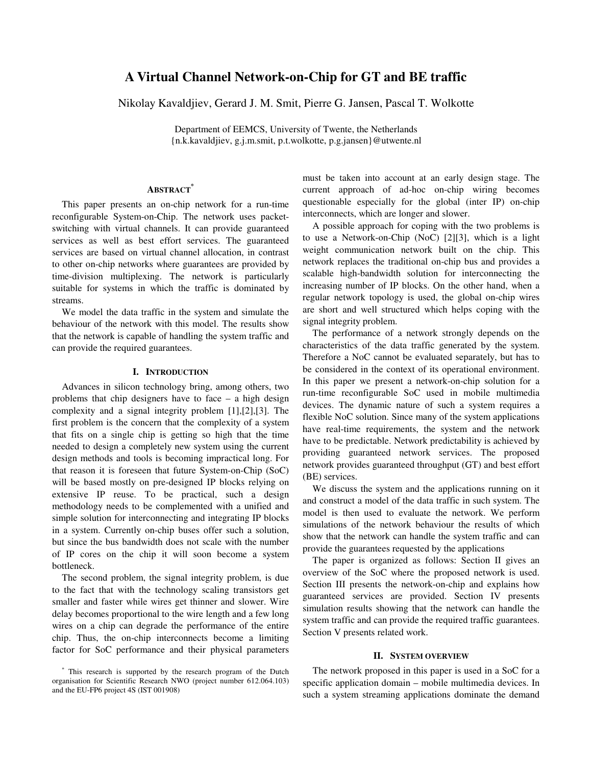# A Virtual Channel Network-on-Chip for GT and BE traffic

Nikolay Kavaldjiev, Gerard J. M. Smit, Pierre G. Jansen, Pascal T. Wolkotte

Department of EEMCS, University of Twente, the Netherlands
{n.k.kavaldjiev, g.j.m.smit, p.t.wolkotte, p.g.jansen}@utwente.nl

## ABSTRACT*

This paper presents an on-chip network for a run-time reconfigurable System-on-Chip. The network uses packet-switching with virtual channels. It can provide guaranteed services as well as best effort services. The guaranteed services are based on virtual channel allocation, in contrast to other on-chip networks where guarantees are provided by time-division multiplexing. The network is particularly suitable for systems in which the traffic is dominated by streams.

We model the data traffic in the system and simulate the behaviour of the network with this model. The results show that the network is capable of handling the system traffic and can provide the required guarantees.

## I. INTRODUCTION

Advances in silicon technology bring, among others, two problems that chip designers have to face – a high design complexity and a signal integrity problem [1],[2],[3]. The first problem is the concern that the complexity of a system that fits on a single chip is getting so high that the time needed to design a completely new system using the current design methods and tools is becoming impractical long. For that reason it is foreseen that future System-on-Chip (SoC) will be based mostly on pre-designed IP blocks relying on extensive IP reuse. To be practical, such a design methodology needs to be complemented with a unified and simple solution for interconnecting and integrating IP blocks in a system. Currently on-chip buses offer such a solution, but since the bus bandwidth does not scale with the number of IP cores on the chip it will soon become a system bottleneck.

The second problem, the signal integrity problem, is due to the fact that with the technology scaling transistors get smaller and faster while wires get thinner and slower. Wire delay becomes proportional to the wire length and a few long wires on a chip can degrade the performance of the entire chip. Thus, the on-chip interconnects become a limiting factor for SoC performance and their physical parameters must be taken into account at an early design stage. The current approach of ad-hoc on-chip wiring becomes questionable especially for the global (inter IP) on-chip interconnects, which are longer and slower.

A possible approach for coping with the two problems is to use a Network-on-Chip (NoC) [2][3], which is a light weight communication network built on the chip. This network replaces the traditional on-chip bus and provides a scalable high-bandwidth solution for interconnecting the increasing number of IP blocks. On the other hand, when a regular network topology is used, the global on-chip wires are short and well structured which helps coping with the signal integrity problem.

The performance of a network strongly depends on the characteristics of the data traffic generated by the system. Therefore a NoC cannot be evaluated separately, but has to be considered in the context of its operational environment. In this paper we present a network-on-chip solution for a run-time reconfigurable SoC used in mobile multimedia devices. The dynamic nature of such a system requires a flexible NoC solution. Since many of the system applications have real-time requirements, the system and the network have to be predictable. Network predictability is achieved by providing guaranteed network services. The proposed network provides guaranteed throughput (GT) and best effort (BE) services.

We discuss the system and the applications running on it and construct a model of the data traffic in such system. The model is then used to evaluate the network. We perform simulations of the network behaviour the results of which show that the network can handle the system traffic and can provide the guarantees requested by the applications

The paper is organized as follows: Section II gives an overview of the SoC where the proposed network is used. Section III presents the network-on-chip and explains how guaranteed services are provided. Section IV presents simulation results showing that the network can handle the system traffic and can provide the required traffic guarantees. Section V presents related work.

## II. SYSTEM OVERVIEW

The network proposed in this paper is used in a SoC for a specific application domain – mobile multimedia devices. In such a system streaming applications dominate the demand

* This research is supported by the research program of the Dutch organisation for Scientific Research NWO (project number 612.064.103) and the EU-FP6 project 4S (IST 001908)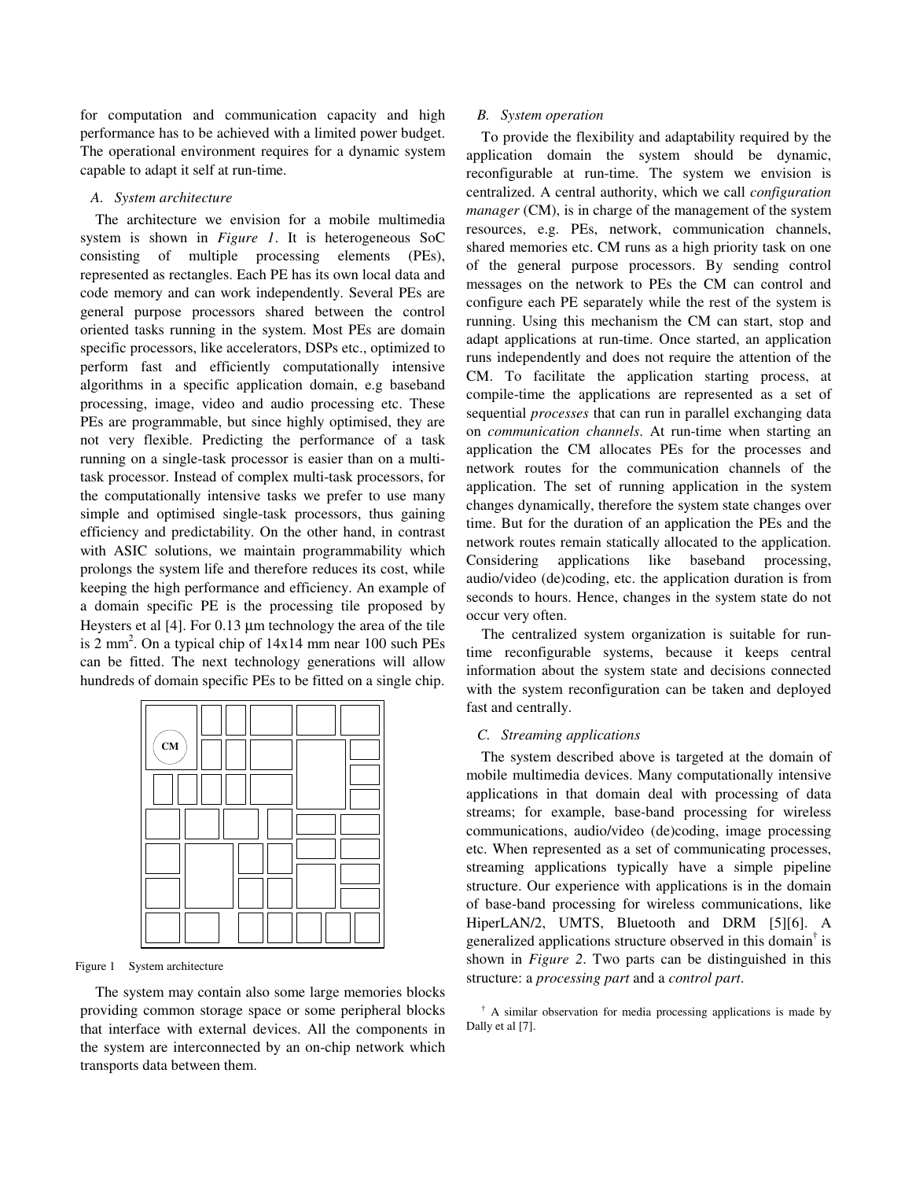for computation and communication capacity and high performance has to be achieved with a limited power budget. The operational environment requires for a dynamic system capable to adapt it self at run-time.

### A. System architecture

The architecture we envision for a mobile multimedia system is shown in *Figure 1*. It is heterogeneous SoC consisting of multiple processing elements (PEs), represented as rectangles. Each PE has its own local data and code memory and can work independently. Several PEs are general purpose processors shared between the control oriented tasks running in the system. Most PEs are domain specific processors, like accelerators, DSPs etc., optimized to perform fast and efficiently computationally intensive algorithms in a specific application domain, e.g baseband processing, image, video and audio processing etc. These PEs are programmable, but since highly optimised, they are not very flexible. Predicting the performance of a task running on a single-task processor is easier than on a multi-task processor. Instead of complex multi-task processors, for the computationally intensive tasks we prefer to use many simple and optimised single-task processors, thus gaining efficiency and predictability. On the other hand, in contrast with ASIC solutions, we maintain programmability which prolongs the system life and therefore reduces its cost, while keeping the high performance and efficiency. An example of a domain specific PE is the processing tile proposed by Heysters et al [4]. For 0.13 μm technology the area of the tile is 2 mm$^2$. On a typical chip of 14x14 mm near 100 such PEs can be fitted. The next technology generations will allow hundreds of domain specific PEs to be fitted on a single chip.

Figure 1 System architecture

The system may contain also some large memories blocks providing common storage space or some peripheral blocks that interface with external devices. All the components in the system are interconnected by an on-chip network which transports data between them.

### B. System operation

To provide the flexibility and adaptability required by the application domain the system should be dynamic, reconfigurable at run-time. The system we envision is centralized. A central authority, which we call *configuration manager* (CM), is in charge of the management of the system resources, e.g. PEs, network, communication channels, shared memories etc. CM runs as a high priority task on one of the general purpose processors. By sending control messages on the network to PEs the CM can control and configure each PE separately while the rest of the system is running. Using this mechanism the CM can start, stop and adapt applications at run-time. Once started, an application runs independently and does not require the attention of the CM. To facilitate the application starting process, at compile-time the applications are represented as a set of sequential *processes* that can run in parallel exchanging data on *communication channels*. At run-time when starting an application the CM allocates PEs for the processes and network routes for the communication channels of the application. The set of running application in the system changes dynamically, therefore the system state changes over time. But for the duration of an application the PEs and the network routes remain statically allocated to the application. Considering applications like baseband processing, audio/video (de)coding, etc. the application duration is from seconds to hours. Hence, changes in the system state do not occur very often.

The centralized system organization is suitable for run-time reconfigurable systems, because it keeps central information about the system state and decisions connected with the system reconfiguration can be taken and deployed fast and centrally.

### C. Streaming applications

The system described above is targeted at the domain of mobile multimedia devices. Many computationally intensive applications in that domain deal with processing of data streams; for example, base-band processing for wireless communications, audio/video (de)coding, image processing etc. When represented as a set of communicating processes, streaming applications typically have a simple pipeline structure. Our experience with applications is in the domain of base-band processing for wireless communications, like HiperLAN/2, UMTS, Bluetooth and DRM [5][6]. A generalized applications structure observed in this domain† is shown in *Figure 2*. Two parts can be distinguished in this structure: a *processing part* and a *control part*.

† A similar observation for media processing applications is made by Dally et al [7].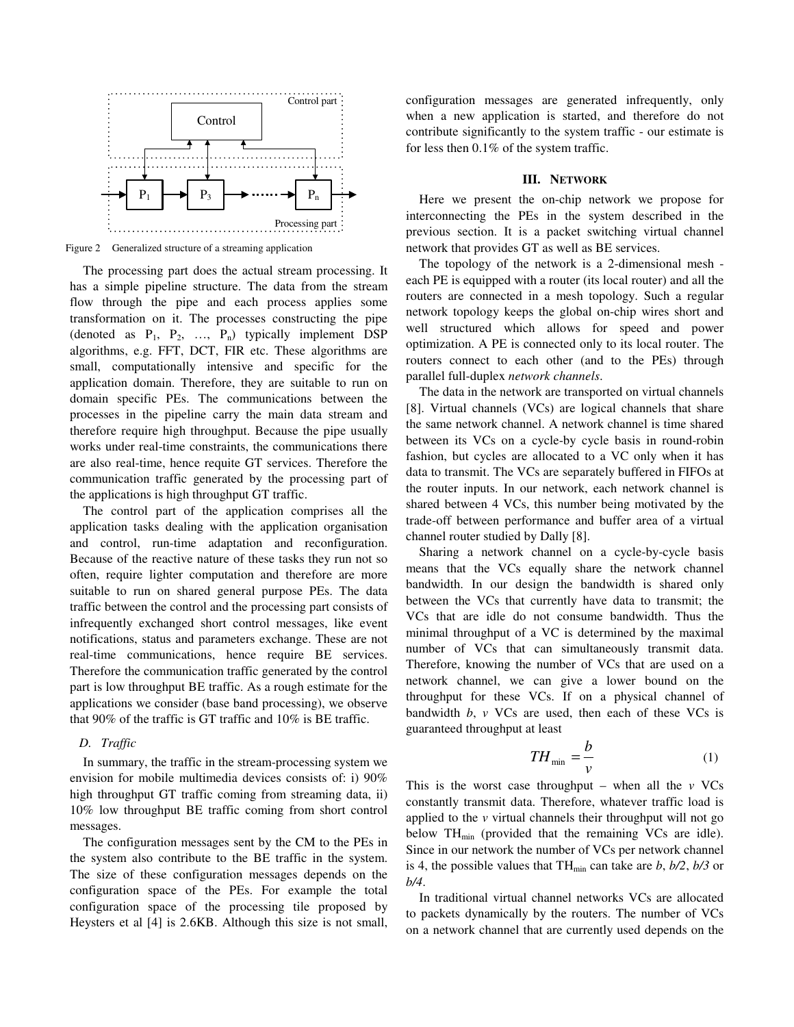Figure 2 Generalized structure of a streaming application

The processing part does the actual stream processing. It has a simple pipeline structure. The data from the stream flow through the pipe and each process applies some transformation on it. The processes constructing the pipe (denoted as $P_1$, $P_2$, …, $P_n$) typically implement DSP algorithms, e.g. FFT, DCT, FIR etc. These algorithms are small, computationally intensive and specific for the application domain. Therefore, they are suitable to run on domain specific PEs. The communications between the processes in the pipeline carry the main data stream and therefore require high throughput. Because the pipe usually works under real-time constraints, the communications there are also real-time, hence requite GT services. Therefore the communication traffic generated by the processing part of the applications is high throughput GT traffic.

The control part of the application comprises all the application tasks dealing with the application organisation and control, run-time adaptation and reconfiguration. Because of the reactive nature of these tasks they run not so often, require lighter computation and therefore are more suitable to run on shared general purpose PEs. The data traffic between the control and the processing part consists of infrequently exchanged short control messages, like event notifications, status and parameters exchange. These are not real-time communications, hence require BE services. Therefore the communication traffic generated by the control part is low throughput BE traffic. As a rough estimate for the applications we consider (base band processing), we observe that 90% of the traffic is GT traffic and 10% is BE traffic.

### D. Traffic

In summary, the traffic in the stream-processing system we envision for mobile multimedia devices consists of: i) 90% high throughput GT traffic coming from streaming data, ii) 10% low throughput BE traffic coming from short control messages.

The configuration messages sent by the CM to the PEs in the system also contribute to the BE traffic in the system. The size of these configuration messages depends on the configuration space of the PEs. For example the total configuration space of the processing tile proposed by Heysters et al [4] is 2.6KB. Although this size is not small, configuration messages are generated infrequently, only when a new application is started, and therefore do not contribute significantly to the system traffic - our estimate is for less then 0.1% of the system traffic.

## III. Network

Here we present the on-chip network we propose for interconnecting the PEs in the system described in the previous section. It is a packet switching virtual channel network that provides GT as well as BE services.

The topology of the network is a 2-dimensional mesh - each PE is equipped with a router (its local router) and all the routers are connected in a mesh topology. Such a regular network topology keeps the global on-chip wires short and well structured which allows for speed and power optimization. A PE is connected only to its local router. The routers connect to each other (and to the PEs) through parallel full-duplex *network channels*.

The data in the network are transported on virtual channels [8]. Virtual channels (VCs) are logical channels that share the same network channel. A network channel is time shared between its VCs on a cycle-by cycle basis in round-robin fashion, but cycles are allocated to a VC only when it has data to transmit. The VCs are separately buffered in FIFOs at the router inputs. In our network, each network channel is shared between 4 VCs, this number being motivated by the trade-off between performance and buffer area of a virtual channel router studied by Dally [8].

Sharing a network channel on a cycle-by-cycle basis means that the VCs equally share the network channel bandwidth. In our design the bandwidth is shared only between the VCs that currently have data to transmit; the VCs that are idle do not consume bandwidth. Thus the minimal throughput of a VC is determined by the maximal number of VCs that can simultaneously transmit data. Therefore, knowing the number of VCs that are used on a network channel, we can give a lower bound on the throughput for these VCs. If on a physical channel of bandwidth $b$, $v$ VCs are used, then each of these VCs is guaranteed throughput at least

$$TH_{\min} = \frac{b}{v} \quad (1)$$

This is the worst case throughput – when all the $v$ VCs constantly transmit data. Therefore, whatever traffic load is applied to the $v$ virtual channels their throughput will not go below $TH_{\min}$ (provided that the remaining VCs are idle). Since in our network the number of VCs per network channel is 4, the possible values that $TH_{\min}$ can take are $b$, $b/2$, $b/3$ or $b/4$.

In traditional virtual channel networks VCs are allocated to packets dynamically by the routers. The number of VCs on a network channel that are currently used depends on the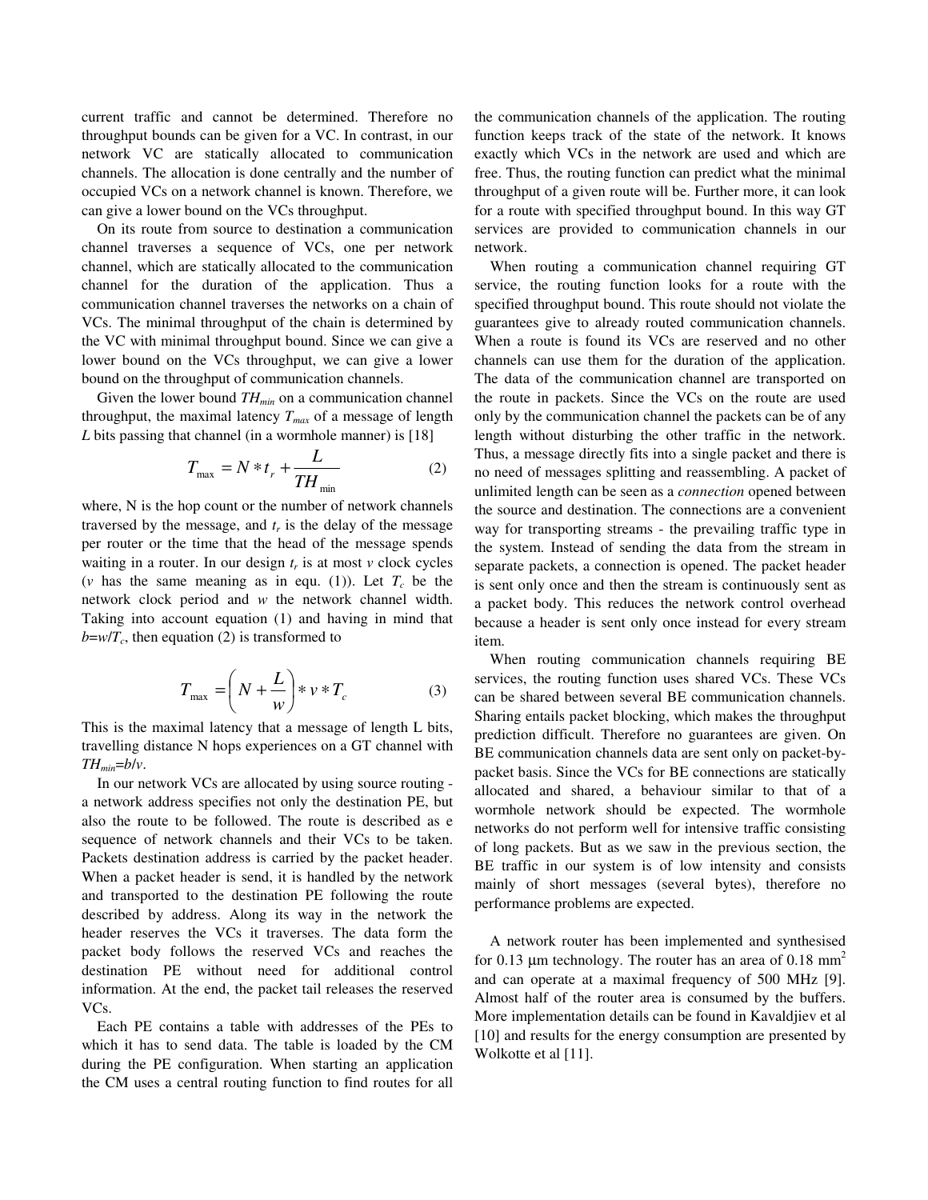current traffic and cannot be determined. Therefore no throughput bounds can be given for a VC. In contrast, in our network VC are statically allocated to communication channels. The allocation is done centrally and the number of occupied VCs on a network channel is known. Therefore, we can give a lower bound on the VCs throughput.

On its route from source to destination a communication channel traverses a sequence of VCs, one per network channel, which are statically allocated to the communication channel for the duration of the application. Thus a communication channel traverses the networks on a chain of VCs. The minimal throughput of the chain is determined by the VC with minimal throughput bound. Since we can give a lower bound on the VCs throughput, we can give a lower bound on the throughput of communication channels.

Given the lower bound $TH_{min}$ on a communication channel throughput, the maximal latency $T_{max}$ of a message of length $L$ bits passing that channel (in a wormhole manner) is [18]

$$T_{\max} = N * t_r + \frac{L}{TH_{\min}} \tag{2}$$

where, N is the hop count or the number of network channels traversed by the message, and $t_r$ is the delay of the message per router or the time that the head of the message spends waiting in a router. In our design $t_r$ is at most $v$ clock cycles ($v$ has the same meaning as in equ. (1)). Let $T_c$ be the network clock period and $w$ the network channel width. Taking into account equation (1) and having in mind that $b=w/T_c$, then equation (2) is transformed to

$$T_{\max} = \left( N + \frac{L}{w} \right) * v * T_c \tag{3}$$

This is the maximal latency that a message of length L bits, travelling distance N hops experiences on a GT channel with $TH_{min}=b/v$.

In our network VCs are allocated by using source routing - a network address specifies not only the destination PE, but also the route to be followed. The route is described as e sequence of network channels and their VCs to be taken. Packets destination address is carried by the packet header. When a packet header is send, it is handled by the network and transported to the destination PE following the route described by address. Along its way in the network the header reserves the VCs it traverses. The data form the packet body follows the reserved VCs and reaches the destination PE without need for additional control information. At the end, the packet tail releases the reserved VCs.

Each PE contains a table with addresses of the PEs to which it has to send data. The table is loaded by the CM during the PE configuration. When starting an application the CM uses a central routing function to find routes for all the communication channels of the application. The routing function keeps track of the state of the network. It knows exactly which VCs in the network are used and which are free. Thus, the routing function can predict what the minimal throughput of a given route will be. Further more, it can look for a route with specified throughput bound. In this way GT services are provided to communication channels in our network.

When routing a communication channel requiring GT service, the routing function looks for a route with the specified throughput bound. This route should not violate the guarantees give to already routed communication channels. When a route is found its VCs are reserved and no other channels can use them for the duration of the application. The data of the communication channel are transported on the route in packets. Since the VCs on the route are used only by the communication channel the packets can be of any length without disturbing the other traffic in the network. Thus, a message directly fits into a single packet and there is no need of messages splitting and reassembling. A packet of unlimited length can be seen as a *connection* opened between the source and destination. The connections are a convenient way for transporting streams - the prevailing traffic type in the system. Instead of sending the data from the stream in separate packets, a connection is opened. The packet header is sent only once and then the stream is continuously sent as a packet body. This reduces the network control overhead because a header is sent only once instead for every stream item.

When routing communication channels requiring BE services, the routing function uses shared VCs. These VCs can be shared between several BE communication channels. Sharing entails packet blocking, which makes the throughput prediction difficult. Therefore no guarantees are given. On BE communication channels data are sent only on packet-by-packet basis. Since the VCs for BE connections are statically allocated and shared, a behaviour similar to that of a wormhole network should be expected. The wormhole networks do not perform well for intensive traffic consisting of long packets. But as we saw in the previous section, the BE traffic in our system is of low intensity and consists mainly of short messages (several bytes), therefore no performance problems are expected.

A network router has been implemented and synthesised for 0.13 μm technology. The router has an area of 0.18 $mm^2$ and can operate at a maximal frequency of 500 MHz [9]. Almost half of the router area is consumed by the buffers. More implementation details can be found in Kavaldjiev et al [10] and results for the energy consumption are presented by Wolkotte et al [11].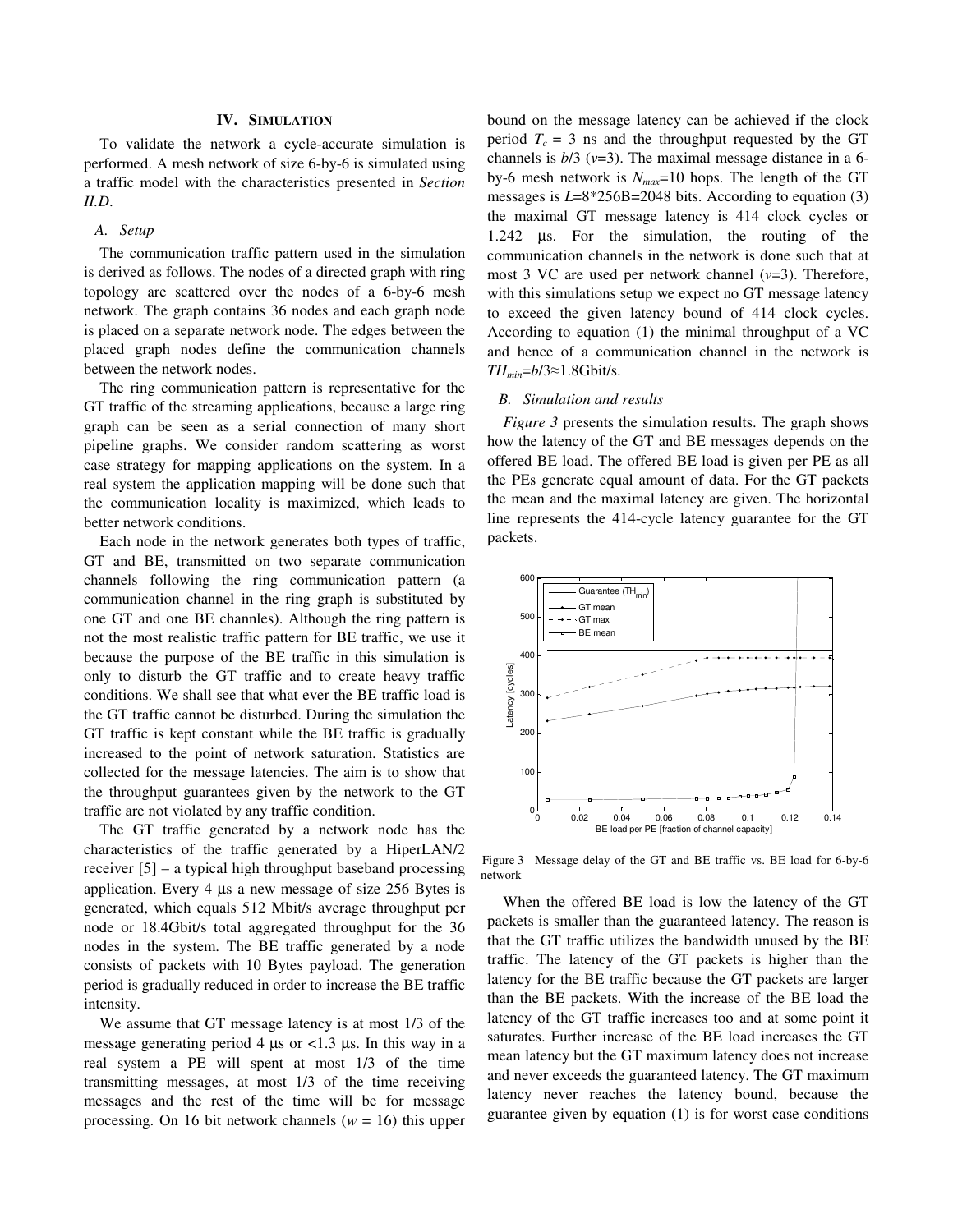## IV. SIMULATION

To validate the network a cycle-accurate simulation is performed. A mesh network of size 6-by-6 is simulated using a traffic model with the characteristics presented in *Section II.D*.

### A. Setup

The communication traffic pattern used in the simulation is derived as follows. The nodes of a directed graph with ring topology are scattered over the nodes of a 6-by-6 mesh network. The graph contains 36 nodes and each graph node is placed on a separate network node. The edges between the placed graph nodes define the communication channels between the network nodes.

The ring communication pattern is representative for the GT traffic of the streaming applications, because a large ring graph can be seen as a serial connection of many short pipeline graphs. We consider random scattering as worst case strategy for mapping applications on the system. In a real system the application mapping will be done such that the communication locality is maximized, which leads to better network conditions.

Each node in the network generates both types of traffic, GT and BE, transmitted on two separate communication channels following the ring communication pattern (a communication channel in the ring graph is substituted by one GT and one BE channles). Although the ring pattern is not the most realistic traffic pattern for BE traffic, we use it because the purpose of the BE traffic in this simulation is only to disturb the GT traffic and to create heavy traffic conditions. We shall see that what ever the BE traffic load is the GT traffic cannot be disturbed. During the simulation the GT traffic is kept constant while the BE traffic is gradually increased to the point of network saturation. Statistics are collected for the message latencies. The aim is to show that the throughput guarantees given by the network to the GT traffic are not violated by any traffic condition.

The GT traffic generated by a network node has the characteristics of the traffic generated by a HiperLAN/2 receiver [5] – a typical high throughput baseband processing application. Every 4 µs a new message of size 256 Bytes is generated, which equals 512 Mbit/s average throughput per node or 18.4Gbit/s total aggregated throughput for the 36 nodes in the system. The BE traffic generated by a node consists of packets with 10 Bytes payload. The generation period is gradually reduced in order to increase the BE traffic intensity.

We assume that GT message latency is at most 1/3 of the message generating period 4 µs or <1.3 µs. In this way in a real system a PE will spent at most 1/3 of the time transmitting messages, at most 1/3 of the time receiving messages and the rest of the time will be for message processing. On 16 bit network channels ($w$ = 16) this upper bound on the message latency can be achieved if the clock period $T_c$ = 3 ns and the throughput requested by the GT channels is $b$/3 ($v$=3). The maximal message distance in a 6-by-6 mesh network is $N_{max}$=10 hops. The length of the GT messages is $L$=8*256B=2048 bits. According to equation (3) the maximal GT message latency is 414 clock cycles or 1.242 µs. For the simulation, the routing of the communication channels in the network is done such that at most 3 VC are used per network channel ($v$=3). Therefore, with this simulations setup we expect no GT message latency to exceed the given latency bound of 414 clock cycles. According to equation (1) the minimal throughput of a VC and hence of a communication channel in the network is $TH_{min}$=$b$/3≈1.8Gbit/s.

### B. Simulation and results

*Figure 3* presents the simulation results. The graph shows how the latency of the GT and BE messages depends on the offered BE load. The offered BE load is given per PE as all the PEs generate equal amount of data. For the GT packets the mean and the maximal latency are given. The horizontal line represents the 414-cycle latency guarantee for the GT packets.

Figure 3 Message delay of the GT and BE traffic vs. BE load for 6-by-6 network

When the offered BE load is low the latency of the GT packets is smaller than the guaranteed latency. The reason is that the GT traffic utilizes the bandwidth unused by the BE traffic. The latency of the GT packets is higher than the latency for the BE traffic because the GT packets are larger than the BE packets. With the increase of the BE load the latency of the GT traffic increases too and at some point it saturates. Further increase of the BE load increases the GT mean latency but the GT maximum latency does not increase and never exceeds the guaranteed latency. The GT maximum latency never reaches the latency bound, because the guarantee given by equation (1) is for worst case conditions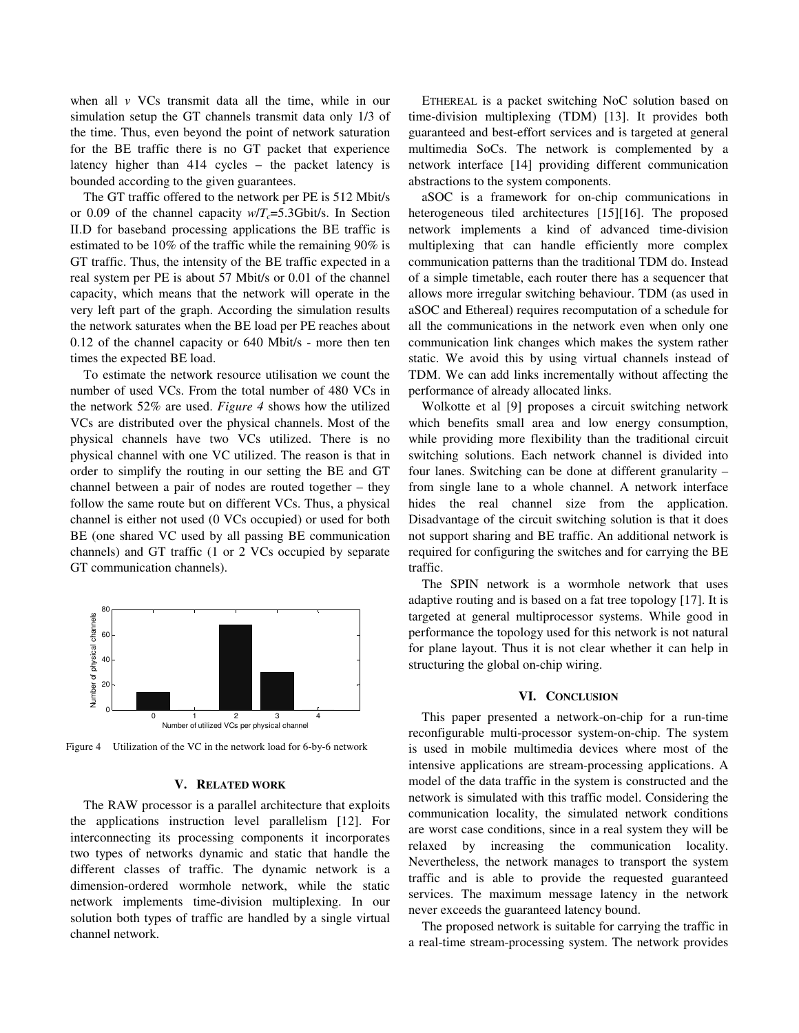when all $v$ VCs transmit data all the time, while in our simulation setup the GT channels transmit data only 1/3 of the time. Thus, even beyond the point of network saturation for the BE traffic there is no GT packet that experience latency higher than 414 cycles – the packet latency is bounded according to the given guarantees.

The GT traffic offered to the network per PE is 512 Mbit/s or 0.09 of the channel capacity $w/T_c$=5.3Gbit/s. In Section II.D for baseband processing applications the BE traffic is estimated to be 10% of the traffic while the remaining 90% is GT traffic. Thus, the intensity of the BE traffic expected in a real system per PE is about 57 Mbit/s or 0.01 of the channel capacity, which means that the network will operate in the very left part of the graph. According the simulation results the network saturates when the BE load per PE reaches about 0.12 of the channel capacity or 640 Mbit/s - more then ten times the expected BE load.

To estimate the network resource utilisation we count the number of used VCs. From the total number of 480 VCs in the network 52% are used. *Figure 4* shows how the utilized VCs are distributed over the physical channels. Most of the physical channels have two VCs utilized. There is no physical channel with one VC utilized. The reason is that in order to simplify the routing in our setting the BE and GT channel between a pair of nodes are routed together – they follow the same route but on different VCs. Thus, a physical channel is either not used (0 VCs occupied) or used for both BE (one shared VC used by all passing BE communication channels) and GT traffic (1 or 2 VCs occupied by separate GT communication channels).

Figure 4 Utilization of the VC in the network load for 6-by-6 network

## V. RELATED WORK

The RAW processor is a parallel architecture that exploits the applications instruction level parallelism [12]. For interconnecting its processing components it incorporates two types of networks dynamic and static that handle the different classes of traffic. The dynamic network is a dimension-ordered wormhole network, while the static network implements time-division multiplexing. In our solution both types of traffic are handled by a single virtual channel network.

ETHEREAL is a packet switching NoC solution based on time-division multiplexing (TDM) [13]. It provides both guaranteed and best-effort services and is targeted at general multimedia SoCs. The network is complemented by a network interface [14] providing different communication abstractions to the system components.

aSOC is a framework for on-chip communications in heterogeneous tiled architectures [15][16]. The proposed network implements a kind of advanced time-division multiplexing that can handle efficiently more complex communication patterns than the traditional TDM do. Instead of a simple timetable, each router there has a sequencer that allows more irregular switching behaviour. TDM (as used in aSOC and Ethereal) requires recomputation of a schedule for all the communications in the network even when only one communication link changes which makes the system rather static. We avoid this by using virtual channels instead of TDM. We can add links incrementally without affecting the performance of already allocated links.

Wolkotte et al [9] proposes a circuit switching network which benefits small area and low energy consumption, while providing more flexibility than the traditional circuit switching solutions. Each network channel is divided into four lanes. Switching can be done at different granularity – from single lane to a whole channel. A network interface hides the real channel size from the application. Disadvantage of the circuit switching solution is that it does not support sharing and BE traffic. An additional network is required for configuring the switches and for carrying the BE traffic.

The SPIN network is a wormhole network that uses adaptive routing and is based on a fat tree topology [17]. It is targeted at general multiprocessor systems. While good in performance the topology used for this network is not natural for plane layout. Thus it is not clear whether it can help in structuring the global on-chip wiring.

## VI. CONCLUSION

This paper presented a network-on-chip for a run-time reconfigurable multi-processor system-on-chip. The system is used in mobile multimedia devices where most of the intensive applications are stream-processing applications. A model of the data traffic in the system is constructed and the network is simulated with this traffic model. Considering the communication locality, the simulated network conditions are worst case conditions, since in a real system they will be relaxed by increasing the communication locality. Nevertheless, the network manages to transport the system traffic and is able to provide the requested guaranteed services. The maximum message latency in the network never exceeds the guaranteed latency bound.

The proposed network is suitable for carrying the traffic in a real-time stream-processing system. The network provides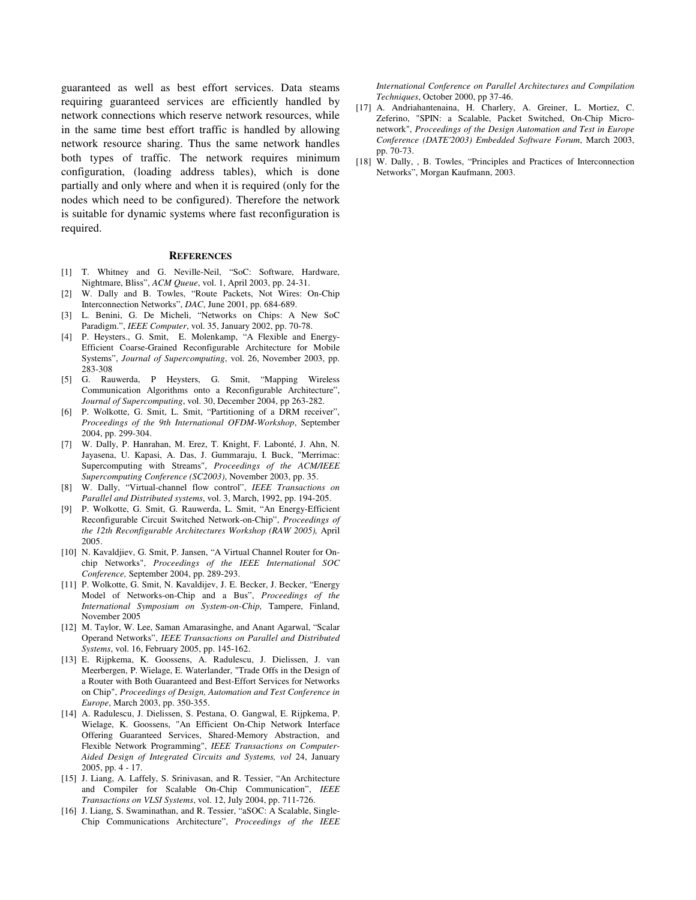guaranteed as well as best effort services. Data steams requiring guaranteed services are efficiently handled by network connections which reserve network resources, while in the same time best effort traffic is handled by allowing network resource sharing. Thus the same network handles both types of traffic. The network requires minimum configuration, (loading address tables), which is done partially and only where and when it is required (only for the nodes which need to be configured). Therefore the network is suitable for dynamic systems where fast reconfiguration is required.

## REFERENCES

[1] T. Whitney and G. Neville-Neil, "SoC: Software, Hardware, Nightmare, Bliss", *ACM Queue*, vol. 1, April 2003, pp. 24-31.

[2] W. Dally and B. Towles, "Route Packets, Not Wires: On-Chip Interconnection Networks", *DAC*, June 2001, pp. 684-689.

[3] L. Benini, G. De Micheli, "Networks on Chips: A New SoC Paradigm.", *IEEE Computer*, vol. 35, January 2002, pp. 70-78.

[4] P. Heysters., G. Smit, E. Molenkamp, "A Flexible and Energy-Efficient Coarse-Grained Reconfigurable Architecture for Mobile Systems", *Journal of Supercomputing*, vol. 26, November 2003, pp. 283-308

[5] G. Rauwerda, P Heysters, G. Smit, "Mapping Wireless Communication Algorithms onto a Reconfigurable Architecture", *Journal of Supercomputing*, vol. 30, December 2004, pp 263-282.

[6] P. Wolkotte, G. Smit, L. Smit, "Partitioning of a DRM receiver", *Proceedings of the 9th International OFDM-Workshop*, September 2004, pp. 299-304.

[7] W. Dally, P. Hanrahan, M. Erez, T. Knight, F. Labonté, J. Ahn, N. Jayasena, U. Kapasi, A. Das, J. Gummaraju, I. Buck, "Merrimac: Supercomputing with Streams", *Proceedings of the ACM/IEEE Supercomputing Conference (SC2003)*, November 2003, pp. 35.

[8] W. Dally, "Virtual-channel flow control", *IEEE Transactions on Parallel and Distributed systems*, vol. 3, March, 1992, pp. 194-205.

[9] P. Wolkotte, G. Smit, G. Rauwerda, L. Smit, "An Energy-Efficient Reconfigurable Circuit Switched Network-on-Chip", *Proceedings of the 12th Reconfigurable Architectures Workshop (RAW 2005),* April 2005.

[10] N. Kavaldjiev, G. Smit, P. Jansen, "A Virtual Channel Router for On-chip Networks", *Proceedings of the IEEE International SOC Conference,* September 2004, pp. 289-293.

[11] P. Wolkotte, G. Smit, N. Kavaldijev, J. E. Becker, J. Becker, "Energy Model of Networks-on-Chip and a Bus", *Proceedings of the International Symposium on System-on-Chip,* Tampere, Finland, November 2005

[12] M. Taylor, W. Lee, Saman Amarasinghe, and Anant Agarwal, "Scalar Operand Networks", *IEEE Transactions on Parallel and Distributed Systems*, vol. 16, February 2005, pp. 145-162.

[13] E. Rijpkema, K. Goossens, A. Radulescu, J. Dielissen, J. van Meerbergen, P. Wielage, E. Waterlander, "Trade Offs in the Design of a Router with Both Guaranteed and Best-Effort Services for Networks on Chip", *Proceedings of Design, Automation and Test Conference in Europe*, March 2003, pp. 350-355.

[14] A. Radulescu, J. Dielissen, S. Pestana, O. Gangwal, E. Rijpkema, P. Wielage, K. Goossens, "An Efficient On-Chip Network Interface Offering Guaranteed Services, Shared-Memory Abstraction, and Flexible Network Programming", *IEEE Transactions on Computer-Aided Design of Integrated Circuits and Systems, vol* 24, January 2005, pp. 4 - 17.

[15] J. Liang, A. Laffely, S. Srinivasan, and R. Tessier, "An Architecture and Compiler for Scalable On-Chip Communication", *IEEE Transactions on VLSI Systems*, vol. 12, July 2004, pp. 711-726.

[16] J. Liang, S. Swaminathan, and R. Tessier, "aSOC: A Scalable, Single-Chip Communications Architecture", *Proceedings of the IEEE International Conference on Parallel Architectures and Compilation Techniques*, October 2000, pp 37-46.

[17] A. Andriahantenaina, H. Charlery, A. Greiner, L. Mortiez, C. Zeferino, "SPIN: a Scalable, Packet Switched, On-Chip Micro-network", *Proceedings of the Design Automation and Test in Europe Conference (DATE'2003) Embedded Software Forum*, March 2003, pp. 70-73.

[18] W. Dally, , B. Towles, "Principles and Practices of Interconnection Networks", Morgan Kaufmann, 2003.